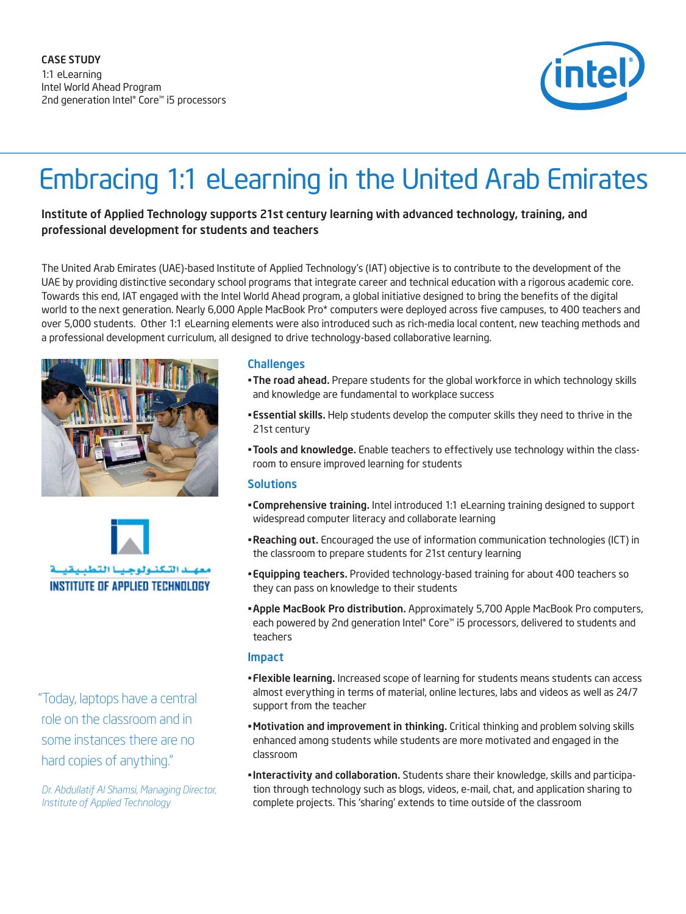CASE STUDY
1:1 eLearning
Intel World Ahead Program
2nd generation Intel® Core™ i5 processors

# Embracing 1:1 eLearning in the United Arab Emirates

**Institute of Applied Technology supports 21st century learning with advanced technology, training, and professional development for students and teachers**

The United Arab Emirates (UAE)-based Institute of Applied Technology's (IAT) objective is to contribute to the development of the UAE by providing distinctive secondary school programs that integrate career and technical education with a rigorous academic core. Towards this end, IAT engaged with the Intel World Ahead program, a global initiative designed to bring the benefits of the digital world to the next generation. Nearly 6,000 Apple MacBook Pro* computers were deployed across five campuses, to 400 teachers and over 5,000 students. Other 1:1 eLearning elements were also introduced such as rich-media local content, new teaching methods and a professional development curriculum, all designed to drive technology-based collaborative learning.

معهد التكنولوجيا التطبيقية
INSTITUTE OF APPLIED TECHNOLOGY

## Challenges

- **The road ahead.** Prepare students for the global workforce in which technology skills and knowledge are fundamental to workplace success
- **Essential skills.** Help students develop the computer skills they need to thrive in the 21st century
- **Tools and knowledge.** Enable teachers to effectively use technology within the classroom to ensure improved learning for students

## Solutions

- **Comprehensive training.** Intel introduced 1:1 eLearning training designed to support widespread computer literacy and collaborate learning
- **Reaching out.** Encouraged the use of information communication technologies (ICT) in the classroom to prepare students for 21st century learning
- **Equipping teachers.** Provided technology-based training for about 400 teachers so they can pass on knowledge to their students
- **Apple MacBook Pro distribution.** Approximately 5,700 Apple MacBook Pro computers, each powered by 2nd generation Intel® Core™ i5 processors, delivered to students and teachers

## Impact

- **Flexible learning.** Increased scope of learning for students means students can access almost everything in terms of material, online lectures, labs and videos as well as 24/7 support from the teacher
- **Motivation and improvement in thinking.** Critical thinking and problem solving skills enhanced among students while students are more motivated and engaged in the classroom
- **Interactivity and collaboration.** Students share their knowledge, skills and participation through technology such as blogs, videos, e-mail, chat, and application sharing to complete projects. This 'sharing' extends to time outside of the classroom

"Today, laptops have a central role on the classroom and in some instances there are no hard copies of anything."

*Dr. Abdullatif Al Shamsi, Managing Director, Institute of Applied Technology*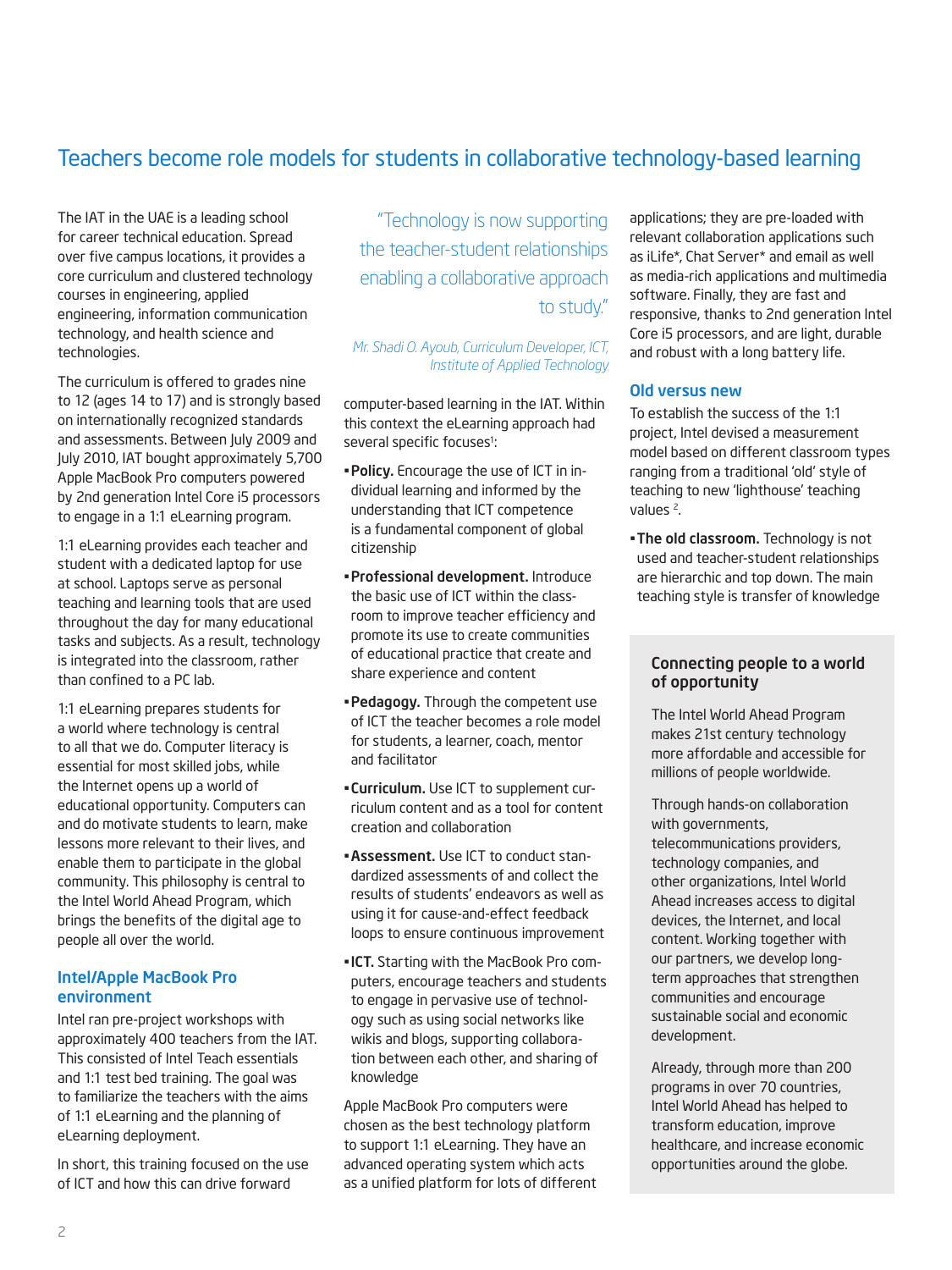## Teachers become role models for students in collaborative technology-based learning

The IAT in the UAE is a leading school for career technical education. Spread over five campus locations, it provides a core curriculum and clustered technology courses in engineering, applied engineering, information communication technology, and health science and technologies.

The curriculum is offered to grades nine to 12 (ages 14 to 17) and is strongly based on internationally recognized standards and assessments. Between July 2009 and July 2010, IAT bought approximately 5,700 Apple MacBook Pro computers powered by 2nd generation Intel Core i5 processors to engage in a 1:1 eLearning program.

1:1 eLearning provides each teacher and student with a dedicated laptop for use at school. Laptops serve as personal teaching and learning tools that are used throughout the day for many educational tasks and subjects. As a result, technology is integrated into the classroom, rather than confined to a PC lab.

1:1 eLearning prepares students for a world where technology is central to all that we do. Computer literacy is essential for most skilled jobs, while the Internet opens up a world of educational opportunity. Computers can and do motivate students to learn, make lessons more relevant to their lives, and enable them to participate in the global community. This philosophy is central to the Intel World Ahead Program, which brings the benefits of the digital age to people all over the world.

### Intel/Apple MacBook Pro environment

Intel ran pre-project workshops with approximately 400 teachers from the IAT. This consisted of Intel Teach essentials and 1:1 test bed training. The goal was to familiarize the teachers with the aims of 1:1 eLearning and the planning of eLearning deployment.

In short, this training focused on the use of ICT and how this can drive forward computer-based learning in the IAT. Within this context the eLearning approach had several specific focuses[1]:

> "Technology is now supporting the teacher-student relationships enabling a collaborative approach to study."
>
> *Mr. Shadi O. Ayoub, Curriculum Developer, ICT, Institute of Applied Technology*

- **Policy.** Encourage the use of ICT in individual learning and informed by the understanding that ICT competence is a fundamental component of global citizenship
- **Professional development.** Introduce the basic use of ICT within the classroom to improve teacher efficiency and promote its use to create communities of educational practice that create and share experience and content
- **Pedagogy.** Through the competent use of ICT the teacher becomes a role model for students, a learner, coach, mentor and facilitator
- **Curriculum.** Use ICT to supplement curriculum content and as a tool for content creation and collaboration
- **Assessment.** Use ICT to conduct standardized assessments of and collect the results of students' endeavors as well as using it for cause-and-effect feedback loops to ensure continuous improvement
- **ICT.** Starting with the MacBook Pro computers, encourage teachers and students to engage in pervasive use of technology such as using social networks like wikis and blogs, supporting collaboration between each other, and sharing of knowledge

Apple MacBook Pro computers were chosen as the best technology platform to support 1:1 eLearning. They have an advanced operating system which acts as a unified platform for lots of different applications; they are pre-loaded with relevant collaboration applications such as iLife*, Chat Server* and email as well as media-rich applications and multimedia software. Finally, they are fast and responsive, thanks to 2nd generation Intel Core i5 processors, and are light, durable and robust with a long battery life.

### Old versus new

To establish the success of the 1:1 project, Intel devised a measurement model based on different classroom types ranging from a traditional 'old' style of teaching to new 'lighthouse' teaching values [2].

- **The old classroom.** Technology is not used and teacher-student relationships are hierarchic and top down. The main teaching style is transfer of knowledge

### Connecting people to a world of opportunity

The Intel World Ahead Program makes 21st century technology more affordable and accessible for millions of people worldwide.

Through hands-on collaboration with governments, telecommunications providers, technology companies, and other organizations, Intel World Ahead increases access to digital devices, the Internet, and local content. Working together with our partners, we develop long-term approaches that strengthen communities and encourage sustainable social and economic development.

Already, through more than 200 programs in over 70 countries, Intel World Ahead has helped to transform education, improve healthcare, and increase economic opportunities around the globe.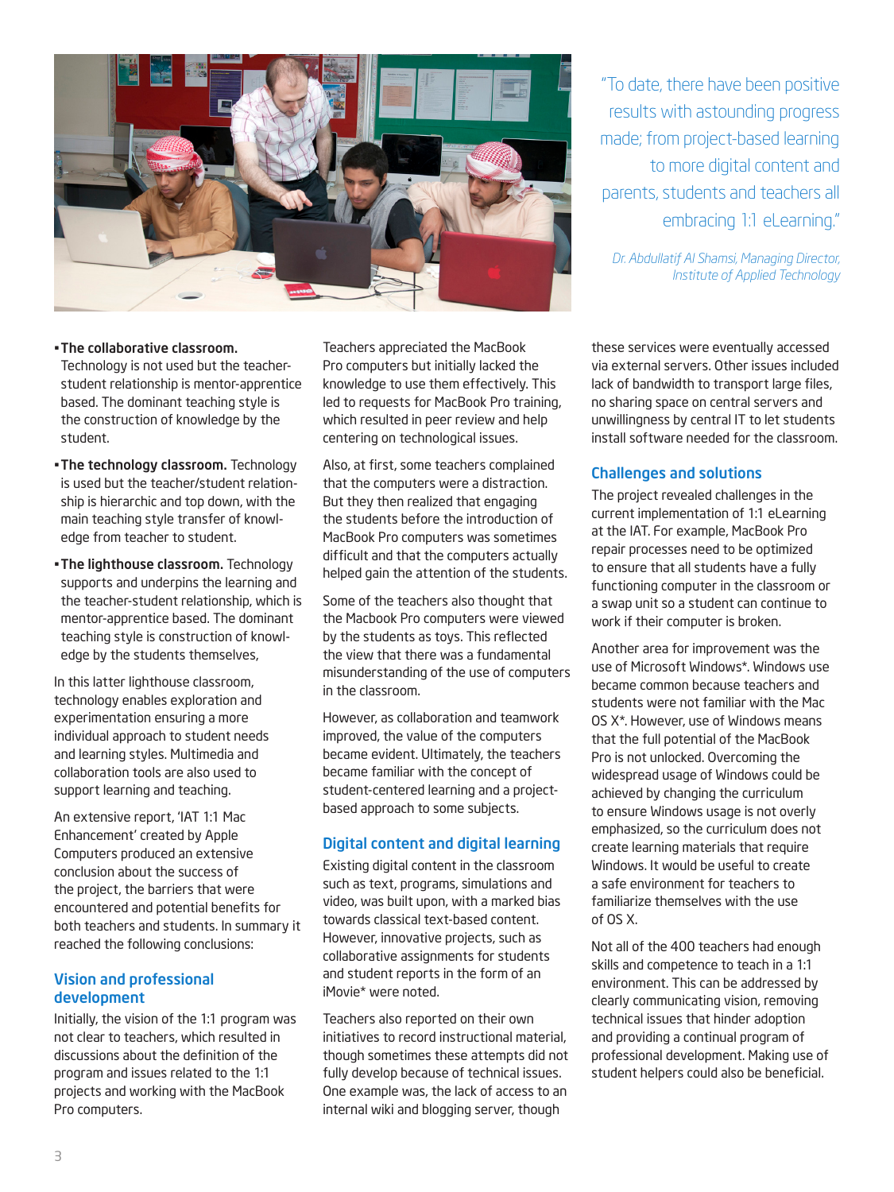> "To date, there have been positive results with astounding progress made; from project-based learning to more digital content and parents, students and teachers all embracing 1:1 eLearning."
>
> *Dr. Abdullatif Al Shamsi, Managing Director, Institute of Applied Technology*

- **The collaborative classroom.** Technology is not used but the teacher-student relationship is mentor-apprentice based. The dominant teaching style is the construction of knowledge by the student.
- **The technology classroom.** Technology is used but the teacher/student relationship is hierarchic and top down, with the main teaching style transfer of knowledge from teacher to student.
- **The lighthouse classroom.** Technology supports and underpins the learning and the teacher-student relationship, which is mentor-apprentice based. The dominant teaching style is construction of knowledge by the students themselves,

In this latter lighthouse classroom, technology enables exploration and experimentation ensuring a more individual approach to student needs and learning styles. Multimedia and collaboration tools are also used to support learning and teaching.

An extensive report, 'IAT 1:1 Mac Enhancement' created by Apple Computers produced an extensive conclusion about the success of the project, the barriers that were encountered and potential benefits for both teachers and students. In summary it reached the following conclusions:

## Vision and professional development

Initially, the vision of the 1:1 program was not clear to teachers, which resulted in discussions about the definition of the program and issues related to the 1:1 projects and working with the MacBook Pro computers.

Teachers appreciated the MacBook Pro computers but initially lacked the knowledge to use them effectively. This led to requests for MacBook Pro training, which resulted in peer review and help centering on technological issues.

Also, at first, some teachers complained that the computers were a distraction. But they then realized that engaging the students before the introduction of MacBook Pro computers was sometimes difficult and that the computers actually helped gain the attention of the students.

Some of the teachers also thought that the Macbook Pro computers were viewed by the students as toys. This reflected the view that there was a fundamental misunderstanding of the use of computers in the classroom.

However, as collaboration and teamwork improved, the value of the computers became evident. Ultimately, the teachers became familiar with the concept of student-centered learning and a project-based approach to some subjects.

## Digital content and digital learning

Existing digital content in the classroom such as text, programs, simulations and video, was built upon, with a marked bias towards classical text-based content. However, innovative projects, such as collaborative assignments for students and student reports in the form of an iMovie* were noted.

Teachers also reported on their own initiatives to record instructional material, though sometimes these attempts did not fully develop because of technical issues. One example was, the lack of access to an internal wiki and blogging server, though these services were eventually accessed via external servers. Other issues included lack of bandwidth to transport large files, no sharing space on central servers and unwillingness by central IT to let students install software needed for the classroom.

## Challenges and solutions

The project revealed challenges in the current implementation of 1:1 eLearning at the IAT. For example, MacBook Pro repair processes need to be optimized to ensure that all students have a fully functioning computer in the classroom or a swap unit so a student can continue to work if their computer is broken.

Another area for improvement was the use of Microsoft Windows*. Windows use became common because teachers and students were not familiar with the Mac OS X*. However, use of Windows means that the full potential of the MacBook Pro is not unlocked. Overcoming the widespread usage of Windows could be achieved by changing the curriculum to ensure Windows usage is not overly emphasized, so the curriculum does not create learning materials that require Windows. It would be useful to create a safe environment for teachers to familiarize themselves with the use of OS X.

Not all of the 400 teachers had enough skills and competence to teach in a 1:1 environment. This can be addressed by clearly communicating vision, removing technical issues that hinder adoption and providing a continual program of professional development. Making use of student helpers could also be beneficial.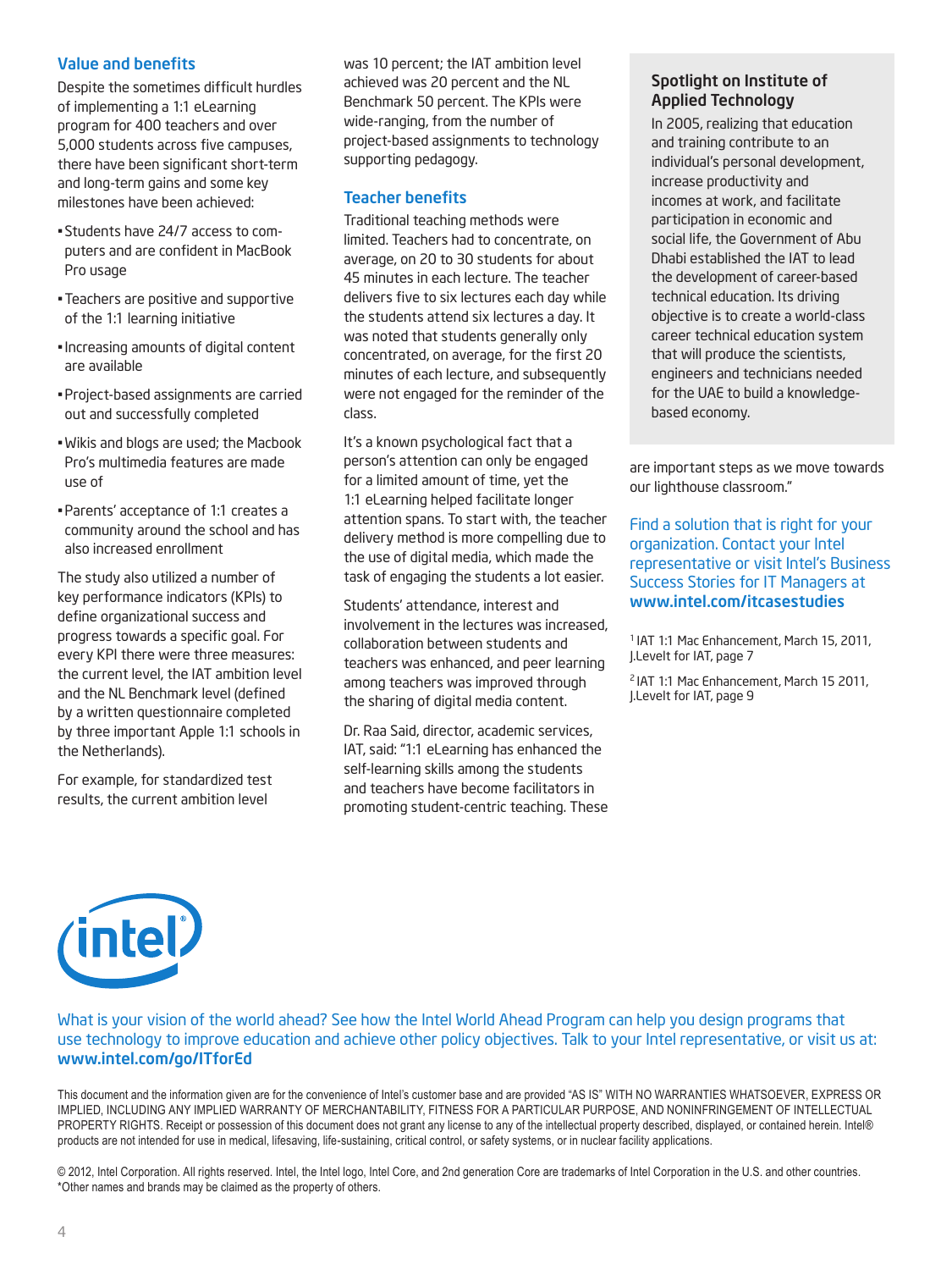## Value and benefits

Despite the sometimes difficult hurdles of implementing a 1:1 eLearning program for 400 teachers and over 5,000 students across five campuses, there have been significant short-term and long-term gains and some key milestones have been achieved:

- Students have 24/7 access to computers and are confident in MacBook Pro usage
- Teachers are positive and supportive of the 1:1 learning initiative
- Increasing amounts of digital content are available
- Project-based assignments are carried out and successfully completed
- Wikis and blogs are used; the Macbook Pro's multimedia features are made use of
- Parents' acceptance of 1:1 creates a community around the school and has also increased enrollment

The study also utilized a number of key performance indicators (KPIs) to define organizational success and progress towards a specific goal. For every KPI there were three measures: the current level, the IAT ambition level and the NL Benchmark level (defined by a written questionnaire completed by three important Apple 1:1 schools in the Netherlands).

For example, for standardized test results, the current ambition level was 10 percent; the IAT ambition level achieved was 20 percent and the NL Benchmark 50 percent. The KPIs were wide-ranging, from the number of project-based assignments to technology supporting pedagogy.

## Teacher benefits

Traditional teaching methods were limited. Teachers had to concentrate, on average, on 20 to 30 students for about 45 minutes in each lecture. The teacher delivers five to six lectures each day while the students attend six lectures a day. It was noted that students generally only concentrated, on average, for the first 20 minutes of each lecture, and subsequently were not engaged for the reminder of the class.

It's a known psychological fact that a person's attention can only be engaged for a limited amount of time, yet the 1:1 eLearning helped facilitate longer attention spans. To start with, the teacher delivery method is more compelling due to the use of digital media, which made the task of engaging the students a lot easier.

Students' attendance, interest and involvement in the lectures was increased, collaboration between students and teachers was enhanced, and peer learning among teachers was improved through the sharing of digital media content.

Dr. Raa Said, director, academic services, IAT, said: "1:1 eLearning has enhanced the self-learning skills among the students and teachers have become facilitators in promoting student-centric teaching. These are important steps as we move towards our lighthouse classroom."

### Spotlight on Institute of Applied Technology

In 2005, realizing that education and training contribute to an individual's personal development, increase productivity and incomes at work, and facilitate participation in economic and social life, the Government of Abu Dhabi established the IAT to lead the development of career-based technical education. Its driving objective is to create a world-class career technical education system that will produce the scientists, engineers and technicians needed for the UAE to build a knowledge-based economy.

Find a solution that is right for your organization. Contact your Intel representative or visit Intel's Business Success Stories for IT Managers at **www.intel.com/itcasestudies**

[1] IAT 1:1 Mac Enhancement, March 15, 2011, J.Levelt for IAT, page 7

[2] IAT 1:1 Mac Enhancement, March 15 2011, J.Levelt for IAT, page 9

What is your vision of the world ahead? See how the Intel World Ahead Program can help you design programs that use technology to improve education and achieve other policy objectives. Talk to your Intel representative, or visit us at: **www.intel.com/go/ITforEd**

This document and the information given are for the convenience of Intel's customer base and are provided "AS IS" WITH NO WARRANTIES WHATSOEVER, EXPRESS OR IMPLIED, INCLUDING ANY IMPLIED WARRANTY OF MERCHANTABILITY, FITNESS FOR A PARTICULAR PURPOSE, AND NONINFRINGEMENT OF INTELLECTUAL PROPERTY RIGHTS. Receipt or possession of this document does not grant any license to any of the intellectual property described, displayed, or contained herein. Intel® products are not intended for use in medical, lifesaving, life-sustaining, critical control, or safety systems, or in nuclear facility applications.

© 2012, Intel Corporation. All rights reserved. Intel, the Intel logo, Intel Core, and 2nd generation Core are trademarks of Intel Corporation in the U.S. and other countries.
*Other names and brands may be claimed as the property of others.